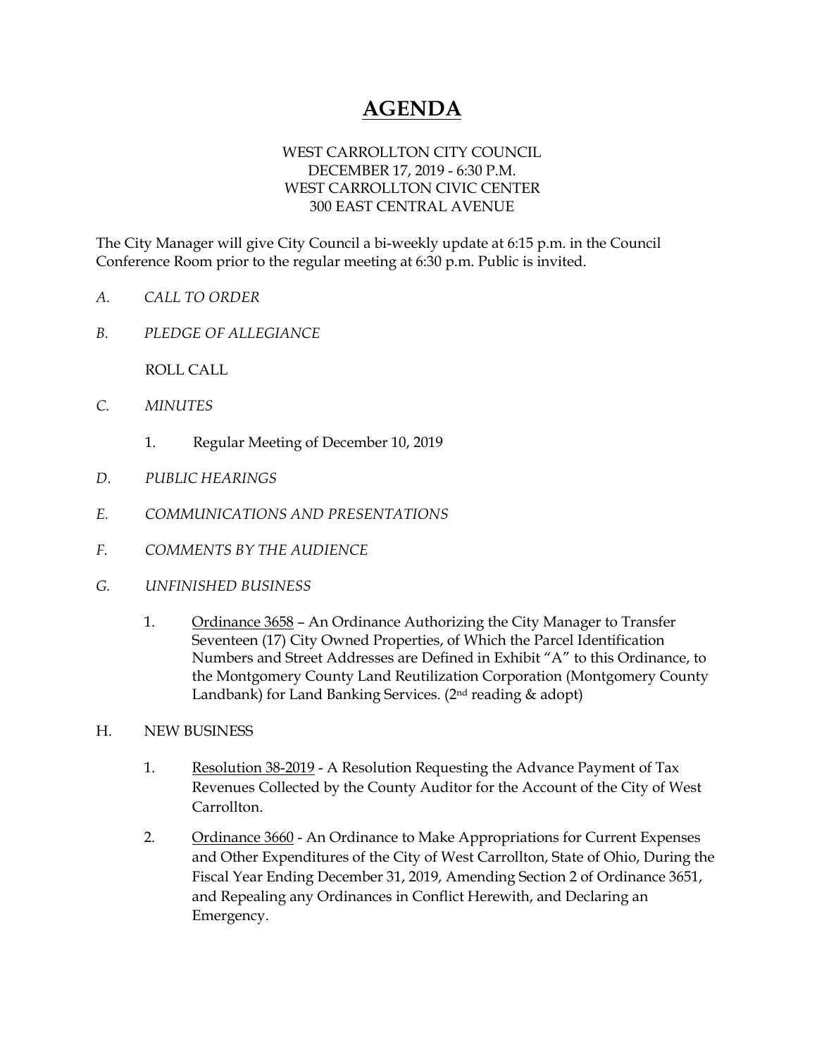# AGENDA

WEST CARROLLTON CITY COUNCIL
DECEMBER 17, 2019 - 6:30 P.M.
WEST CARROLLTON CIVIC CENTER
300 EAST CENTRAL AVENUE

The City Manager will give City Council a bi-weekly update at 6:15 p.m. in the Council Conference Room prior to the regular meeting at 6:30 p.m. Public is invited.

*A. CALL TO ORDER*

*B. PLEDGE OF ALLEGIANCE*

ROLL CALL

*C. MINUTES*

1. Regular Meeting of December 10, 2019

*D. PUBLIC HEARINGS*

*E. COMMUNICATIONS AND PRESENTATIONS*

*F. COMMENTS BY THE AUDIENCE*

*G. UNFINISHED BUSINESS*

1. Ordinance 3658 – An Ordinance Authorizing the City Manager to Transfer Seventeen (17) City Owned Properties, of Which the Parcel Identification Numbers and Street Addresses are Defined in Exhibit "A" to this Ordinance, to the Montgomery County Land Reutilization Corporation (Montgomery County Landbank) for Land Banking Services. (2nd reading & adopt)

H. NEW BUSINESS

1. Resolution 38-2019 - A Resolution Requesting the Advance Payment of Tax Revenues Collected by the County Auditor for the Account of the City of West Carrollton.

2. Ordinance 3660 - An Ordinance to Make Appropriations for Current Expenses and Other Expenditures of the City of West Carrollton, State of Ohio, During the Fiscal Year Ending December 31, 2019, Amending Section 2 of Ordinance 3651, and Repealing any Ordinances in Conflict Herewith, and Declaring an Emergency.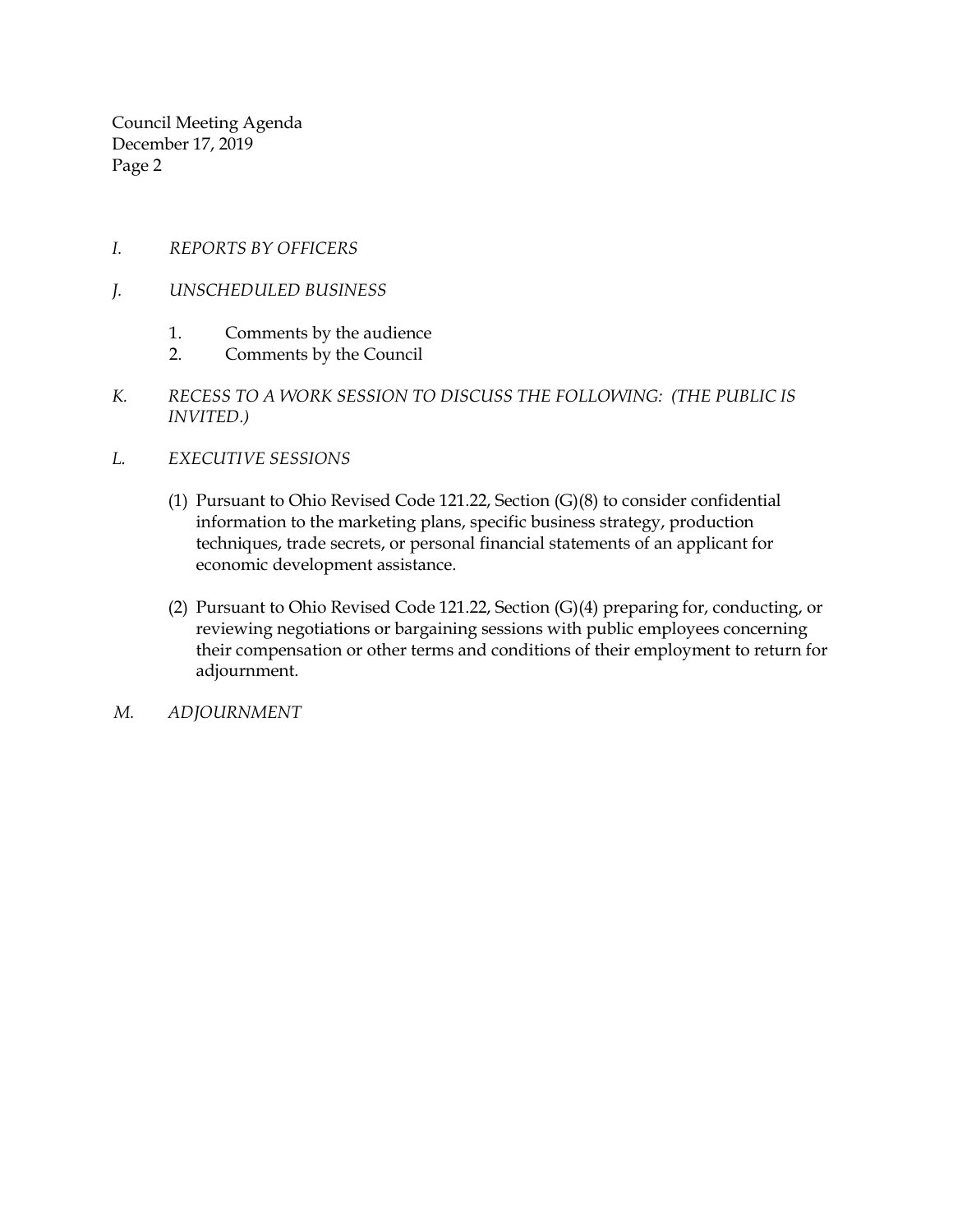*I. REPORTS BY OFFICERS*

*J. UNSCHEDULED BUSINESS*

1. Comments by the audience
2. Comments by the Council

*K. RECESS TO A WORK SESSION TO DISCUSS THE FOLLOWING: (THE PUBLIC IS INVITED.)*

*L. EXECUTIVE SESSIONS*

(1) Pursuant to Ohio Revised Code 121.22, Section (G)(8) to consider confidential information to the marketing plans, specific business strategy, production techniques, trade secrets, or personal financial statements of an applicant for economic development assistance.

(2) Pursuant to Ohio Revised Code 121.22, Section (G)(4) preparing for, conducting, or reviewing negotiations or bargaining sessions with public employees concerning their compensation or other terms and conditions of their employment to return for adjournment.

*M. ADJOURNMENT*